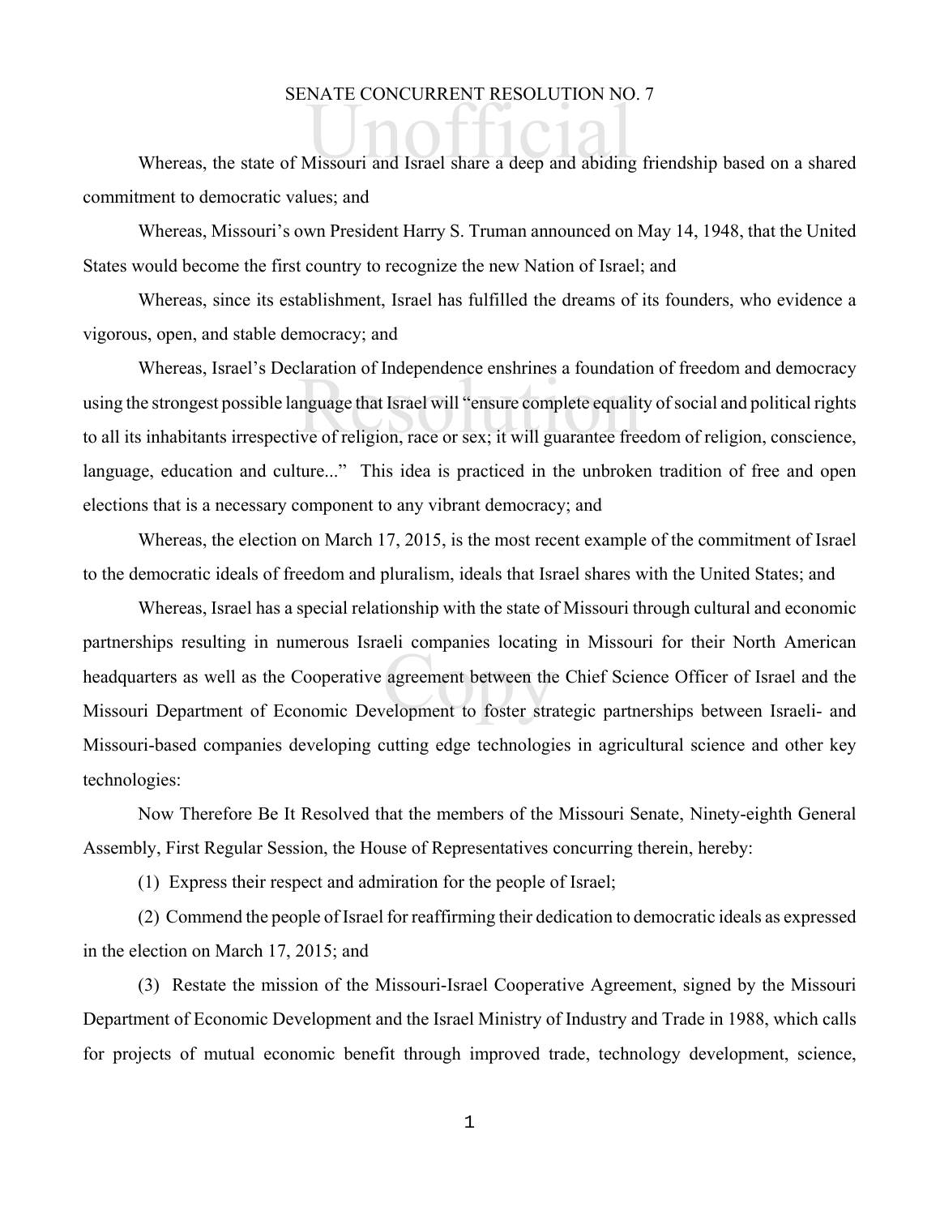# SENATE CONCURRENT RESOLUTION NO. 7

Whereas, the state of Missouri and Israel share a deep and abiding friendship based on a shared commitment to democratic values; and

Whereas, Missouri's own President Harry S. Truman announced on May 14, 1948, that the United States would become the first country to recognize the new Nation of Israel; and

Whereas, since its establishment, Israel has fulfilled the dreams of its founders, who evidence a vigorous, open, and stable democracy; and

Whereas, Israel's Declaration of Independence enshrines a foundation of freedom and democracy using the strongest possible language that Israel will "ensure complete equality of social and political rights to all its inhabitants irrespective of religion, race or sex; it will guarantee freedom of religion, conscience, language, education and culture..." This idea is practiced in the unbroken tradition of free and open elections that is a necessary component to any vibrant democracy; and

Whereas, the election on March 17, 2015, is the most recent example of the commitment of Israel to the democratic ideals of freedom and pluralism, ideals that Israel shares with the United States; and

Whereas, Israel has a special relationship with the state of Missouri through cultural and economic partnerships resulting in numerous Israeli companies locating in Missouri for their North American headquarters as well as the Cooperative agreement between the Chief Science Officer of Israel and the Missouri Department of Economic Development to foster strategic partnerships between Israeli- and Missouri-based companies developing cutting edge technologies in agricultural science and other key technologies:

Now Therefore Be It Resolved that the members of the Missouri Senate, Ninety-eighth General Assembly, First Regular Session, the House of Representatives concurring therein, hereby:

(1) Express their respect and admiration for the people of Israel;

(2) Commend the people of Israel for reaffirming their dedication to democratic ideals as expressed in the election on March 17, 2015; and

(3) Restate the mission of the Missouri-Israel Cooperative Agreement, signed by the Missouri Department of Economic Development and the Israel Ministry of Industry and Trade in 1988, which calls for projects of mutual economic benefit through improved trade, technology development, science,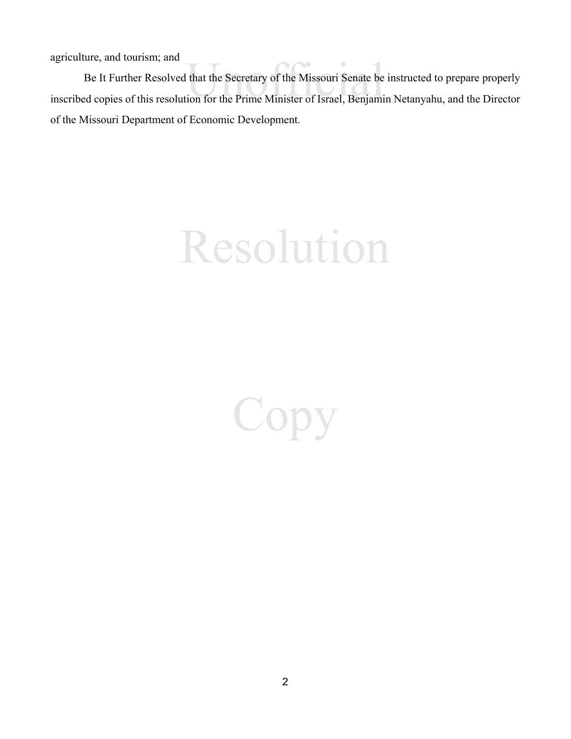agriculture, and tourism; and

Be It Further Resolved that the Secretary of the Missouri Senate be instructed to prepare properly inscribed copies of this resolution for the Prime Minister of Israel, Benjamin Netanyahu, and the Director of the Missouri Department of Economic Development.